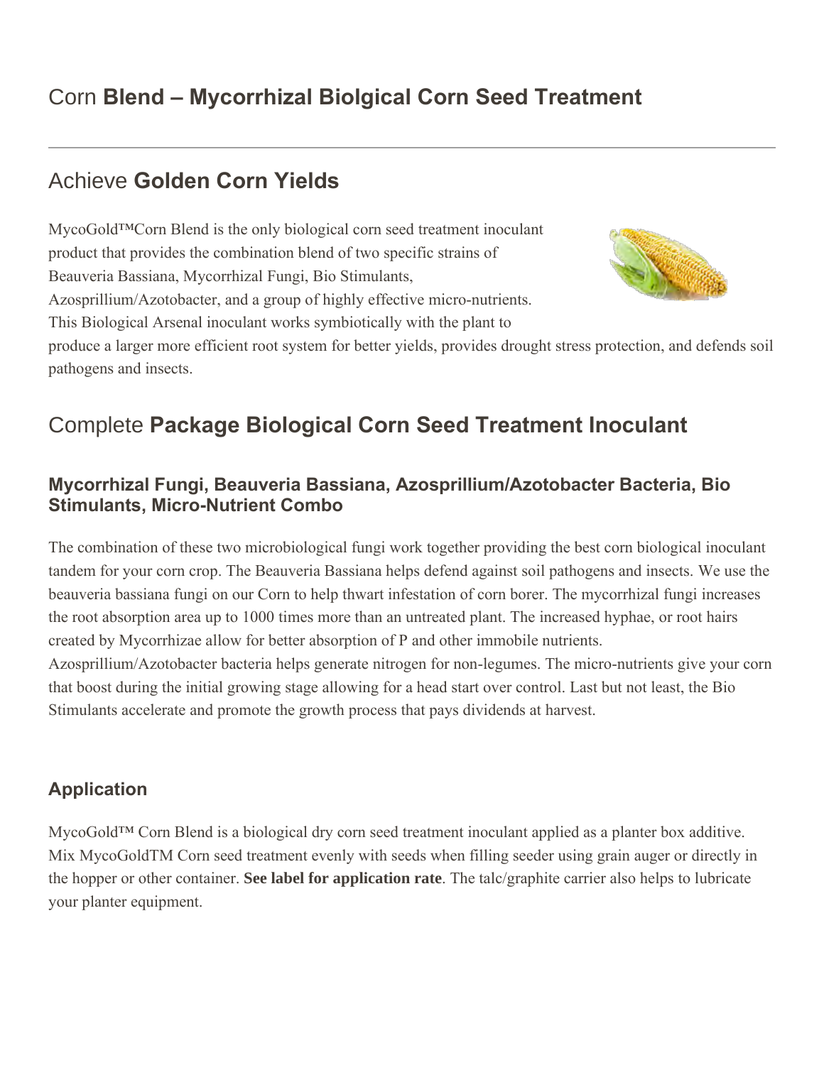# Corn **Blend – Mycorrhizal Biolgical Corn Seed Treatment**

---

## Achieve **Golden Corn Yields**

MycoGold™Corn Blend is the only biological corn seed treatment inoculant product that provides the combination blend of two specific strains of Beauveria Bassiana, Mycorrhizal Fungi, Bio Stimulants, Azosprillium/Azotobacter, and a group of highly effective micro-nutrients. This Biological Arsenal inoculant works symbiotically with the plant to produce a larger more efficient root system for better yields, provides drought stress protection, and defends soil pathogens and insects.

## Complete **Package Biological Corn Seed Treatment Inoculant**

### Mycorrhizal Fungi, Beauveria Bassiana, Azosprillium/Azotobacter Bacteria, Bio Stimulants, Micro-Nutrient Combo

The combination of these two microbiological fungi work together providing the best corn biological inoculant tandem for your corn crop. The Beauveria Bassiana helps defend against soil pathogens and insects. We use the beauveria bassiana fungi on our Corn to help thwart infestation of corn borer. The mycorrhizal fungi increases the root absorption area up to 1000 times more than an untreated plant. The increased hyphae, or root hairs created by Mycorrhizae allow for better absorption of P and other immobile nutrients. Azosprillium/Azotobacter bacteria helps generate nitrogen for non-legumes. The micro-nutrients give your corn that boost during the initial growing stage allowing for a head start over control. Last but not least, the Bio Stimulants accelerate and promote the growth process that pays dividends at harvest.

### Application

MycoGold™ Corn Blend is a biological dry corn seed treatment inoculant applied as a planter box additive. Mix MycoGoldTM Corn seed treatment evenly with seeds when filling seeder using grain auger or directly in the hopper or other container. **See label for application rate**. The talc/graphite carrier also helps to lubricate your planter equipment.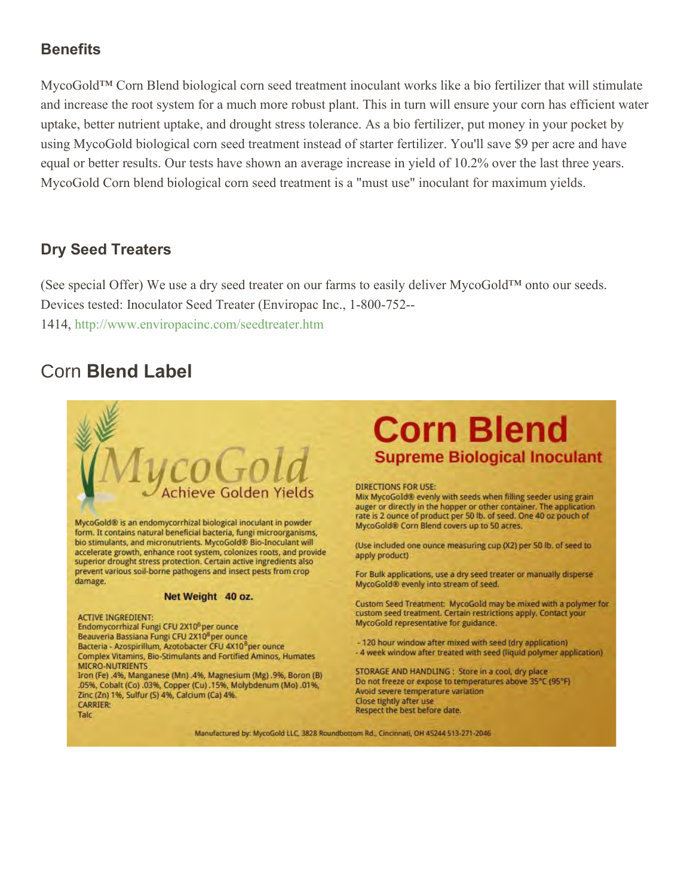### Benefits

MycoGold™ Corn Blend biological corn seed treatment inoculant works like a bio fertilizer that will stimulate and increase the root system for a much more robust plant. This in turn will ensure your corn has efficient water uptake, better nutrient uptake, and drought stress tolerance. As a bio fertilizer, put money in your pocket by using MycoGold biological corn seed treatment instead of starter fertilizer. You'll save $9 per acre and have equal or better results. Our tests have shown an average increase in yield of 10.2% over the last three years. MycoGold Corn blend biological corn seed treatment is a "must use" inoculant for maximum yields.

### Dry Seed Treaters

(See special Offer) We use a dry seed treater on our farms to easily deliver MycoGold™ onto our seeds. Devices tested: Inoculator Seed Treater (Enviropac Inc., 1-800-752--1414, http://www.enviropacinc.com/seedtreater.htm

## Corn **Blend Label**

MycoGold
Achieve Golden Yields

MycoGold® is an endomycorrhizal biological inoculant in powder form. It contains natural beneficial bacteria, fungi microorganisms, bio stimulants, and micronutrients. MycoGold® Bio-Inoculant will accelerate growth, enhance root system, colonizes roots, and provide superior drought stress protection. Certain active ingredients also prevent various soil-borne pathogens and insect pests from crop damage.

**Net Weight 40 oz.**

ACTIVE INGREDIENT:
Endomycorrhizal Fungi CFU $2X10^6$ per ounce
Beauveria Bassiana Fungi CFU $2X10^8$ per ounce
Bacteria - Azospirillum, Azotobacter CFU $4X10^8$ per ounce
Complex Vitamins, Bio-Stimulants and Fortified Aminos, Humates
MICRO-NUTRIENTS
Iron (Fe) .4%, Manganese (Mn) .4%, Magnesium (Mg) .9%, Boron (B) .05%, Cobalt (Co) .03%, Copper (Cu) .15%, Molybdenum (Mo) .01%, Zinc (Zn) 1%, Sulfur (S) 4%, Calcium (Ca) 4%.
CARRIER:
Talc

**Corn Blend**
**Supreme Biological Inoculant**

DIRECTIONS FOR USE:
Mix MycoGold® evenly with seeds when filling seeder using grain auger or directly in the hopper or other container. The application rate is 2 ounce of product per 50 lb. of seed. One 40 oz pouch of MycoGold® Corn Blend covers up to 50 acres.

(Use included one ounce measuring cup (X2) per 50 lb. of seed to apply product)

For Bulk applications, use a dry seed treater or manually disperse MycoGold® evenly into stream of seed.

Custom Seed Treatment: MycoGold may be mixed with a polymer for custom seed treatment. Certain restrictions apply. Contact your MycoGold representative for guidance.

- 120 hour window after mixed with seed (dry application)
- 4 week window after treated with seed (liquid polymer application)

STORAGE AND HANDLING : Store in a cool, dry place
Do not freeze or expose to temperatures above 35°C (95°F)
Avoid severe temperature variation
Close tightly after use
Respect the best before date.

Manufactured by: MycoGold LLC, 3828 Roundbottom Rd., Cincinnati, OH 45244 513-271-2046